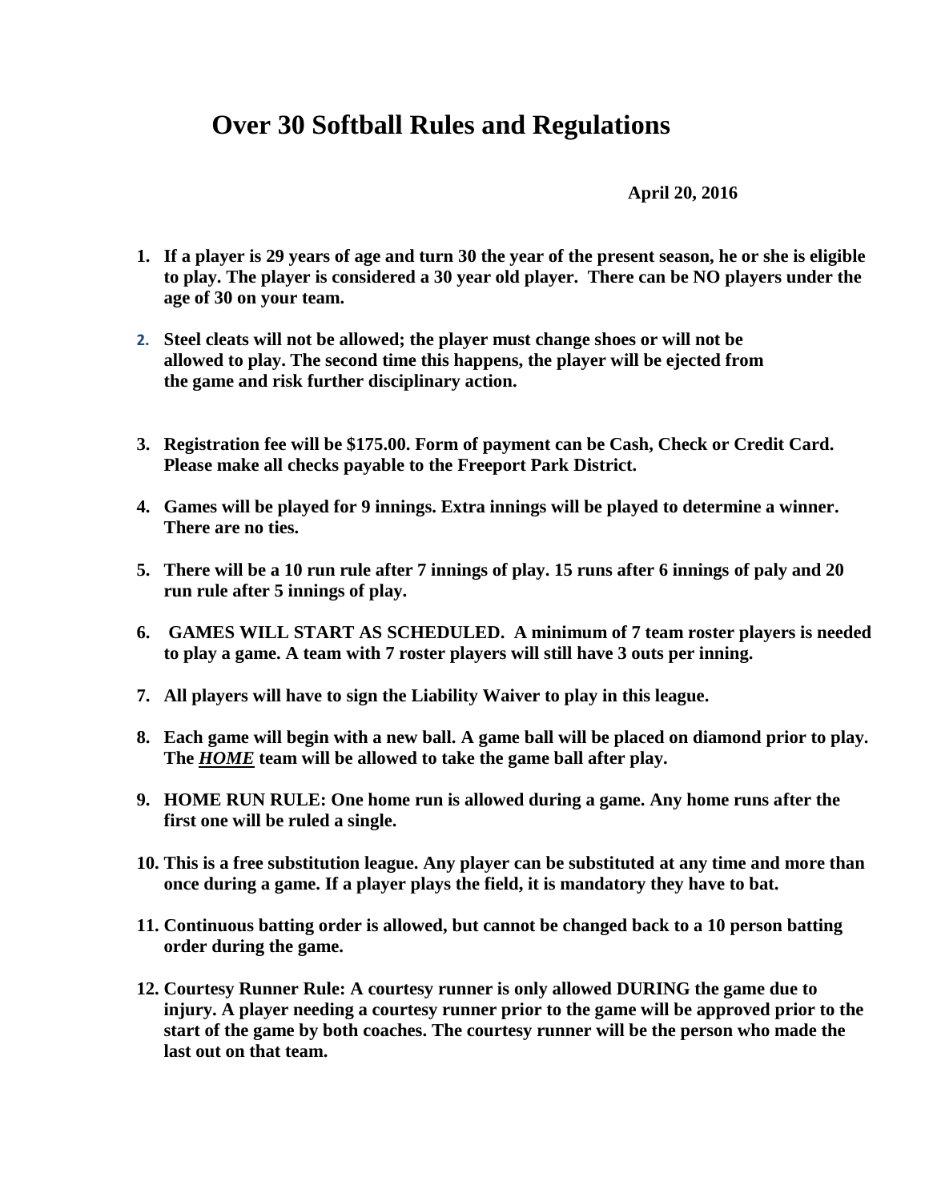# Over 30 Softball Rules and Regulations

**April 20, 2016**

1. **If a player is 29 years of age and turn 30 the year of the present season, he or she is eligible to play. The player is considered a 30 year old player. There can be NO players under the age of 30 on your team.**
2. **Steel cleats will not be allowed; the player must change shoes or will not be allowed to play. The second time this happens, the player will be ejected from the game and risk further disciplinary action.**
3. **Registration fee will be $175.00. Form of payment can be Cash, Check or Credit Card. Please make all checks payable to the Freeport Park District.**
4. **Games will be played for 9 innings. Extra innings will be played to determine a winner. There are no ties.**
5. **There will be a 10 run rule after 7 innings of play. 15 runs after 6 innings of paly and 20 run rule after 5 innings of play.**
6. **GAMES WILL START AS SCHEDULED. A minimum of 7 team roster players is needed to play a game. A team with 7 roster players will still have 3 outs per inning.**
7. **All players will have to sign the Liability Waiver to play in this league.**
8. **Each game will begin with a new ball. A game ball will be placed on diamond prior to play. The _**HOME**_ team will be allowed to take the game ball after play.**
9. **HOME RUN RULE: One home run is allowed during a game. Any home runs after the first one will be ruled a single.**
10. **This is a free substitution league. Any player can be substituted at any time and more than once during a game. If a player plays the field, it is mandatory they have to bat.**
11. **Continuous batting order is allowed, but cannot be changed back to a 10 person batting order during the game.**
12. **Courtesy Runner Rule: A courtesy runner is only allowed DURING the game due to injury. A player needing a courtesy runner prior to the game will be approved prior to the start of the game by both coaches. The courtesy runner will be the person who made the last out on that team.**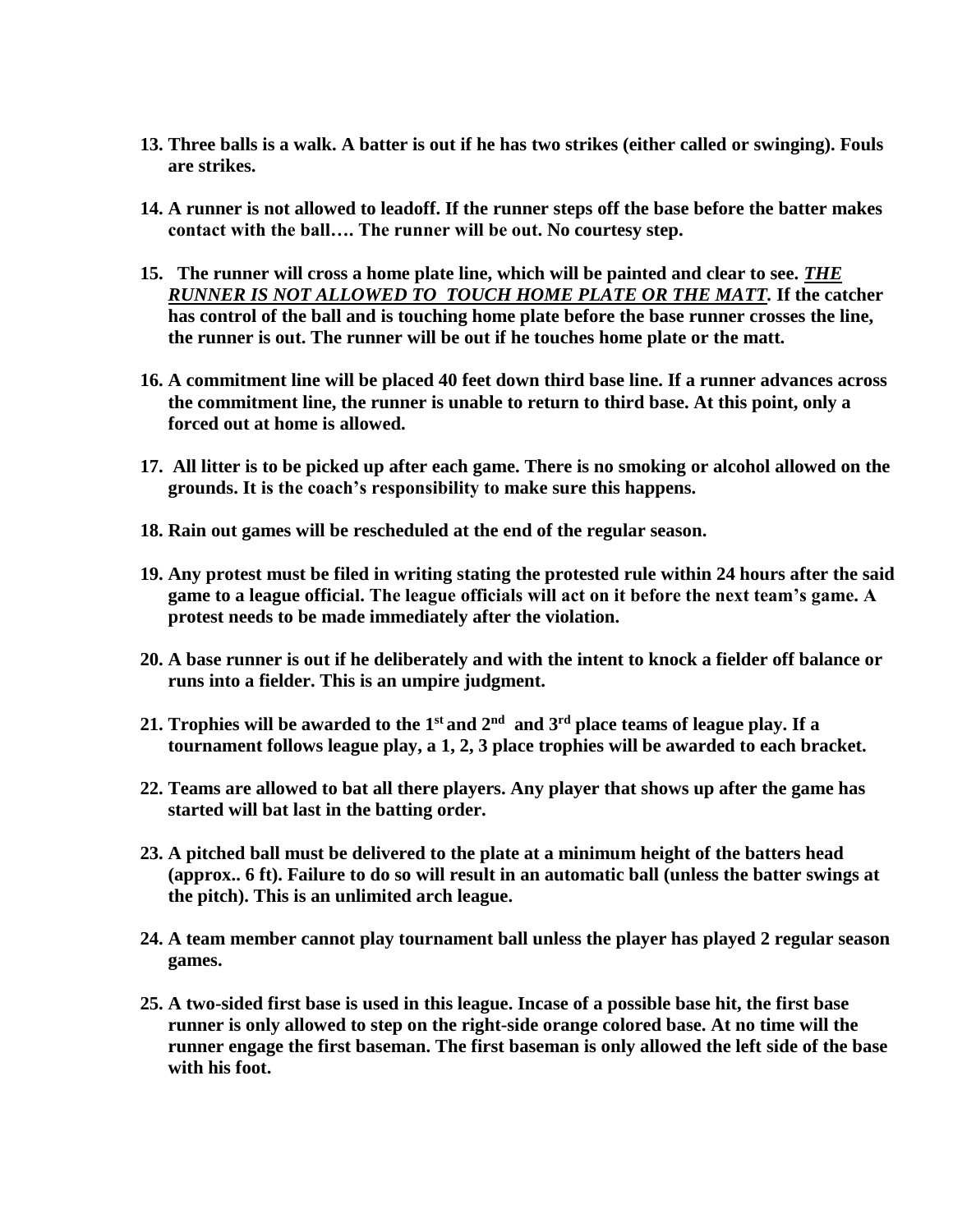13. **Three balls is a walk. A batter is out if he has two strikes (either called or swinging). Fouls are strikes.**

14. **A runner is not allowed to leadoff. If the runner steps off the base before the batter makes contact with the ball…. The runner will be out. No courtesy step.**

15. **The runner will cross a home plate line, which will be painted and clear to see. *<u>THE RUNNER IS NOT ALLOWED TO TOUCH HOME PLATE OR THE MATT</u>*. If the catcher has control of the ball and is touching home plate before the base runner crosses the line, the runner is out. The runner will be out if he touches home plate or the matt.**

16. **A commitment line will be placed 40 feet down third base line. If a runner advances across the commitment line, the runner is unable to return to third base. At this point, only a forced out at home is allowed.**

17. **All litter is to be picked up after each game. There is no smoking or alcohol allowed on the grounds. It is the coach's responsibility to make sure this happens.**

18. **Rain out games will be rescheduled at the end of the regular season.**

19. **Any protest must be filed in writing stating the protested rule within 24 hours after the said game to a league official. The league officials will act on it before the next team's game. A protest needs to be made immediately after the violation.**

20. **A base runner is out if he deliberately and with the intent to knock a fielder off balance or runs into a fielder. This is an umpire judgment.**

21. **Trophies will be awarded to the 1st and 2nd and 3rd place teams of league play. If a tournament follows league play, a 1, 2, 3 place trophies will be awarded to each bracket.**

22. **Teams are allowed to bat all there players. Any player that shows up after the game has started will bat last in the batting order.**

23. **A pitched ball must be delivered to the plate at a minimum height of the batters head (approx.. 6 ft). Failure to do so will result in an automatic ball (unless the batter swings at the pitch). This is an unlimited arch league.**

24. **A team member cannot play tournament ball unless the player has played 2 regular season games.**

25. **A two-sided first base is used in this league. Incase of a possible base hit, the first base runner is only allowed to step on the right-side orange colored base. At no time will the runner engage the first baseman. The first baseman is only allowed the left side of the base with his foot.**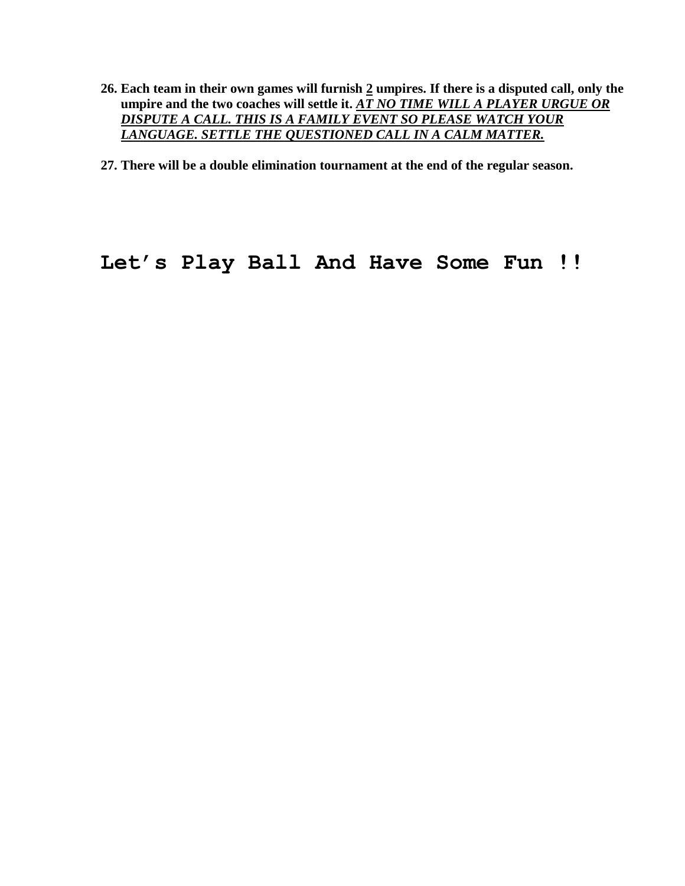26. **Each team in their own games will furnish __2__ umpires. If there is a disputed call, only the umpire and the two coaches will settle it. *__AT NO TIME WILL A PLAYER URGUE OR DISPUTE A CALL. THIS IS A FAMILY EVENT SO PLEASE WATCH YOUR LANGUAGE. SETTLE THE QUESTIONED CALL IN A CALM MATTER.__***

27. **There will be a double elimination tournament at the end of the regular season.**

**Let's Play Ball And Have Some Fun !!**